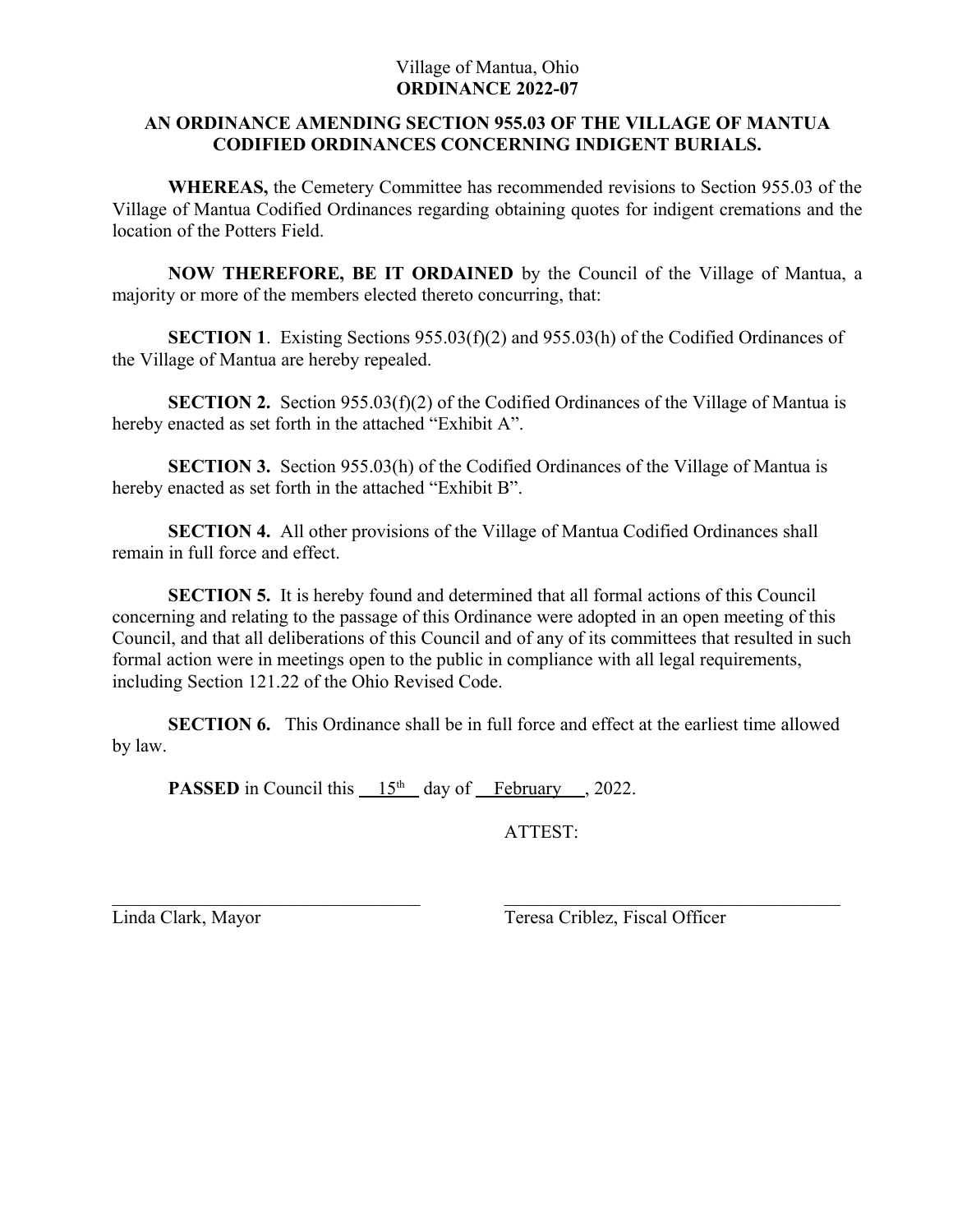Village of Mantua, Ohio
**ORDINANCE 2022-07**

**AN ORDINANCE AMENDING SECTION 955.03 OF THE VILLAGE OF MANTUA CODIFIED ORDINANCES CONCERNING INDIGENT BURIALS.**

**WHEREAS,** the Cemetery Committee has recommended revisions to Section 955.03 of the Village of Mantua Codified Ordinances regarding obtaining quotes for indigent cremations and the location of the Potters Field.

**NOW THEREFORE, BE IT ORDAINED** by the Council of the Village of Mantua, a majority or more of the members elected thereto concurring, that:

**SECTION 1**. Existing Sections 955.03(f)(2) and 955.03(h) of the Codified Ordinances of the Village of Mantua are hereby repealed.

**SECTION 2.** Section 955.03(f)(2) of the Codified Ordinances of the Village of Mantua is hereby enacted as set forth in the attached "Exhibit A".

**SECTION 3.** Section 955.03(h) of the Codified Ordinances of the Village of Mantua is hereby enacted as set forth in the attached "Exhibit B".

**SECTION 4.** All other provisions of the Village of Mantua Codified Ordinances shall remain in full force and effect.

**SECTION 5.** It is hereby found and determined that all formal actions of this Council concerning and relating to the passage of this Ordinance were adopted in an open meeting of this Council, and that all deliberations of this Council and of any of its committees that resulted in such formal action were in meetings open to the public in compliance with all legal requirements, including Section 121.22 of the Ohio Revised Code.

**SECTION 6.** This Ordinance shall be in full force and effect at the earliest time allowed by law.

**PASSED** in Council this 15th day of February, 2022.

ATTEST:

\_\_\_\_\_\_\_\_\_\_\_\_\_\_\_\_\_\_\_\_\_\_\_\_\_\_\_\_\_\_\_\_
Linda Clark, Mayor

\_\_\_\_\_\_\_\_\_\_\_\_\_\_\_\_\_\_\_\_\_\_\_\_\_\_\_\_\_\_\_\_
Teresa Criblez, Fiscal Officer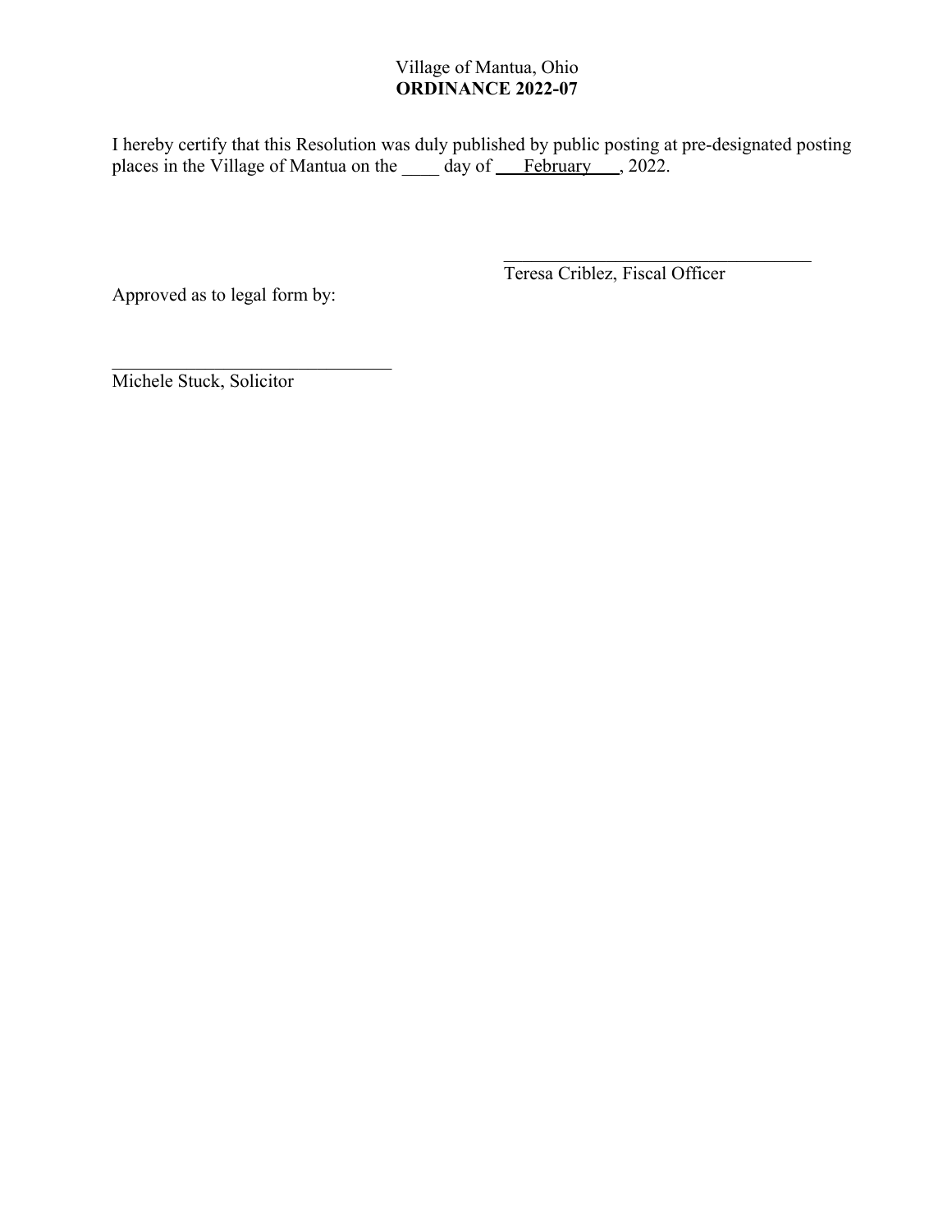Village of Mantua, Ohio
**ORDINANCE 2022-07**

I hereby certify that this Resolution was duly published by public posting at pre-designated posting places in the Village of Mantua on the ____ day of February, 2022.

\_\_\_\_\_\_\_\_\_\_\_\_\_\_\_\_\_\_\_\_\_\_\_\_\_\_\_\_\_\_\_\_\_\_
Teresa Criblez, Fiscal Officer

Approved as to legal form by:

\_\_\_\_\_\_\_\_\_\_\_\_\_\_\_\_\_\_\_\_\_\_\_\_\_\_\_\_\_\_\_\_\_\_
Michele Stuck, Solicitor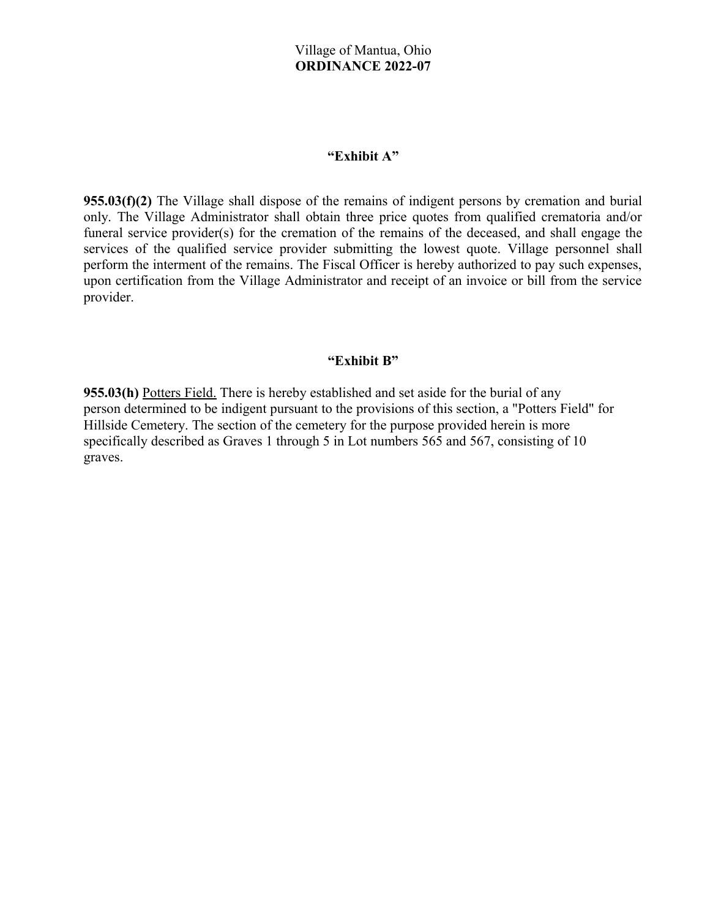Village of Mantua, Ohio
**ORDINANCE 2022-07**

## "Exhibit A"

**955.03(f)(2)** The Village shall dispose of the remains of indigent persons by cremation and burial only. The Village Administrator shall obtain three price quotes from qualified crematoria and/or funeral service provider(s) for the cremation of the remains of the deceased, and shall engage the services of the qualified service provider submitting the lowest quote. Village personnel shall perform the interment of the remains. The Fiscal Officer is hereby authorized to pay such expenses, upon certification from the Village Administrator and receipt of an invoice or bill from the service provider.

## "Exhibit B"

**955.03(h)** <u>Potters Field.</u> There is hereby established and set aside for the burial of any person determined to be indigent pursuant to the provisions of this section, a "Potters Field" for Hillside Cemetery. The section of the cemetery for the purpose provided herein is more specifically described as Graves 1 through 5 in Lot numbers 565 and 567, consisting of 10 graves.